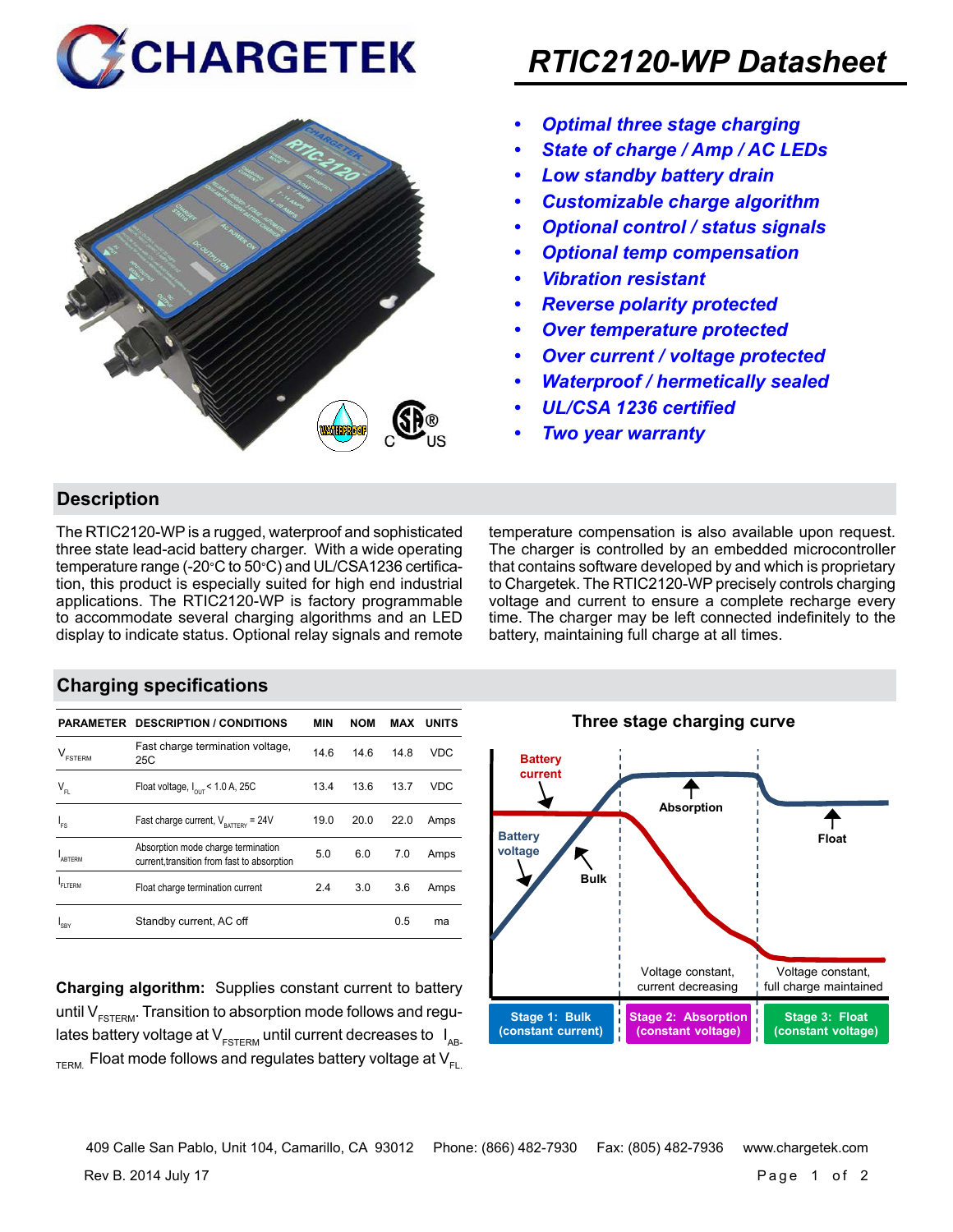# RTIC2120-WP Datasheet

- *Optimal three stage charging*
- *State of charge / Amp / AC LEDs*
- *Low standby battery drain*
- *Customizable charge algorithm*
- *Optional control / status signals*
- *Optional temp compensation*
- *Vibration resistant*
- *Reverse polarity protected*
- *Over temperature protected*
- *Over current / voltage protected*
- *Waterproof / hermetically sealed*
- *UL/CSA 1236 certified*
- *Two year warranty*

## Description

The RTIC2120-WP is a rugged, waterproof and sophisticated three state lead-acid battery charger. With a wide operating temperature range (-20°C to 50°C) and UL/CSA1236 certification, this product is especially suited for high end industrial applications. The RTIC2120-WP is factory programmable to accommodate several charging algorithms and an LED display to indicate status. Optional relay signals and remote temperature compensation is also available upon request. The charger is controlled by an embedded microcontroller that contains software developed by and which is proprietary to Chargetek. The RTIC2120-WP precisely controls charging voltage and current to ensure a complete recharge every time. The charger may be left connected indefinitely to the battery, maintaining full charge at all times.

## Charging specifications

| PARAMETER | DESCRIPTION / CONDITIONS | MIN | NOM | MAX | UNITS |
|---|---|---|---|---|---|
| $V_{FSTERM}$ | Fast charge termination voltage, 25C | 14.6 | 14.6 | 14.8 | VDC |
| $V_{FL}$ | Float voltage, $I_{OUT}$ < 1.0 A, 25C | 13.4 | 13.6 | 13.7 | VDC |
| $I_{FS}$ | Fast charge current, $V_{BATTERY}$ = 24V | 19.0 | 20.0 | 22.0 | Amps |
| $I_{ABTERM}$ | Absorption mode charge termination current,transition from fast to absorption | 5.0 | 6.0 | 7.0 | Amps |
| $I_{FLTERM}$ | Float charge termination current | 2.4 | 3.0 | 3.6 | Amps |
| $I_{SBY}$ | Standby current, AC off | | | 0.5 | ma |

**Charging algorithm:** Supplies constant current to battery until $V_{FSTERM}$. Transition to absorption mode follows and regulates battery voltage at $V_{FSTERM}$ until current decreases to $I_{AB-TERM.}$ Float mode follows and regulates battery voltage at $V_{FL.}$

### Three stage charging curve

Battery current — Battery voltage — Bulk — Absorption — Float

Voltage constant, current decreasing — Voltage constant, full charge maintained

Stage 1: Bulk (constant current) | Stage 2: Absorption (constant voltage) | Stage 3: Float (constant voltage)

409 Calle San Pablo, Unit 104, Camarillo, CA 93012 Phone: (866) 482-7930 Fax: (805) 482-7936 www.chargetek.com

Rev B. 2014 July 17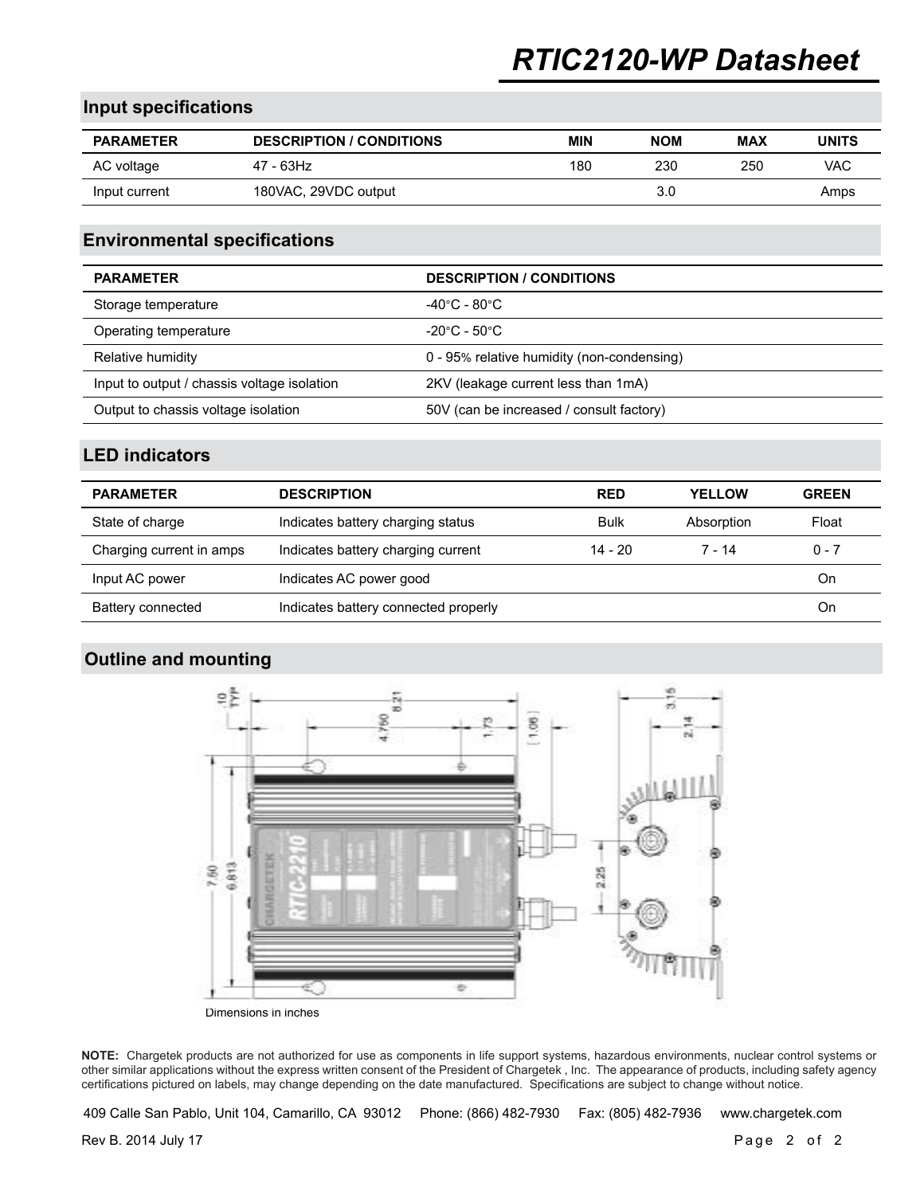# RTIC2120-WP Datasheet

## Input specifications

| PARAMETER | DESCRIPTION / CONDITIONS | MIN | NOM | MAX | UNITS |
|---|---|---|---|---|---|
| AC voltage | 47 - 63Hz | 180 | 230 | 250 | VAC |
| Input current | 180VAC, 29VDC output | | 3.0 | | Amps |

## Environmental specifications

| PARAMETER | DESCRIPTION / CONDITIONS |
|---|---|
| Storage temperature | -40°C - 80°C |
| Operating temperature | -20°C - 50°C |
| Relative humidity | 0 - 95% relative humidity (non-condensing) |
| Input to output / chassis voltage isolation | 2KV (leakage current less than 1mA) |
| Output to chassis voltage isolation | 50V (can be increased / consult factory) |

## LED indicators

| PARAMETER | DESCRIPTION | RED | YELLOW | GREEN |
|---|---|---|---|---|
| State of charge | Indicates battery charging status | Bulk | Absorption | Float |
| Charging current in amps | Indicates battery charging current | 14 - 20 | 7 - 14 | 0 - 7 |
| Input AC power | Indicates AC power good | | | On |
| Battery connected | Indicates battery connected properly | | | On |

## Outline and mounting

.10 TYP

8.21

4.750

1.73

(1.06)

3.15

2.14

7.60

6.813

2.25

Dimensions in inches

**NOTE:** Chargetek products are not authorized for use as components in life support systems, hazardous environments, nuclear control systems or other similar applications without the express written consent of the President of Chargetek , Inc. The appearance of products, including safety agency certifications pictured on labels, may change depending on the date manufactured. Specifications are subject to change without notice.

409 Calle San Pablo, Unit 104, Camarillo, CA 93012 Phone: (866) 482-7930 Fax: (805) 482-7936 www.chargetek.com

Rev B. 2014 July 17